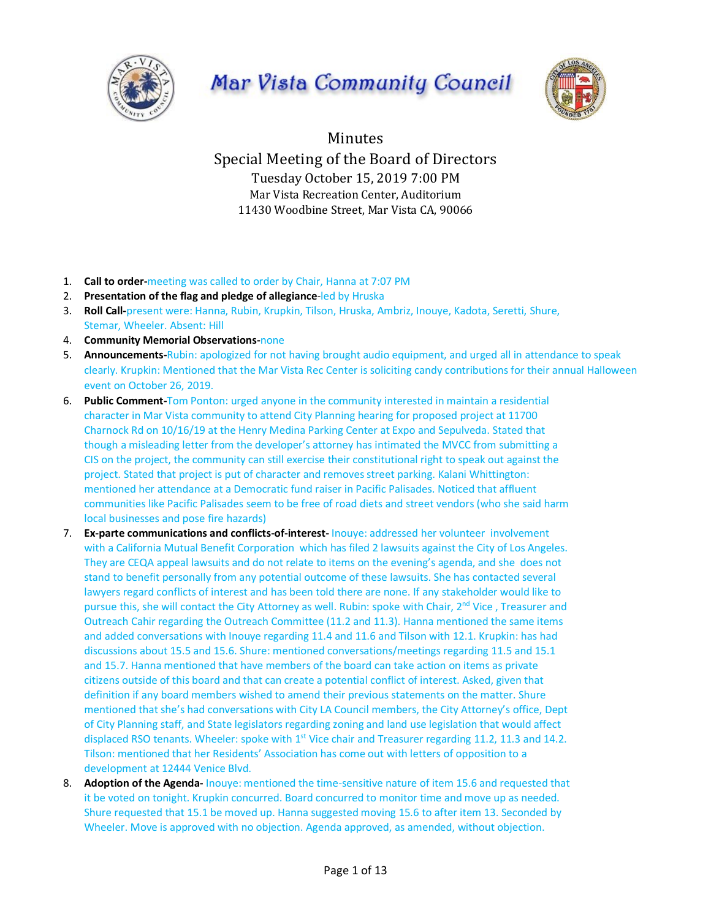# Mar Vista Community Council

## Minutes

## Special Meeting of the Board of Directors

Tuesday October 15, 2019 7:00 PM
Mar Vista Recreation Center, Auditorium
11430 Woodbine Street, Mar Vista CA, 90066

1. **Call to order-**meeting was called to order by Chair, Hanna at 7:07 PM
2. **Presentation of the flag and pledge of allegiance-**led by Hruska
3. **Roll Call-**present were: Hanna, Rubin, Krupkin, Tilson, Hruska, Ambriz, Inouye, Kadota, Seretti, Shure, Stemar, Wheeler. Absent: Hill
4. **Community Memorial Observations-**none
5. **Announcements-**Rubin: apologized for not having brought audio equipment, and urged all in attendance to speak clearly. Krupkin: Mentioned that the Mar Vista Rec Center is soliciting candy contributions for their annual Halloween event on October 26, 2019.
6. **Public Comment-**Tom Ponton: urged anyone in the community interested in maintain a residential character in Mar Vista community to attend City Planning hearing for proposed project at 11700 Charnock Rd on 10/16/19 at the Henry Medina Parking Center at Expo and Sepulveda. Stated that though a misleading letter from the developer's attorney has intimated the MVCC from submitting a CIS on the project, the community can still exercise their constitutional right to speak out against the project. Stated that project is put of character and removes street parking. Kalani Whittington: mentioned her attendance at a Democratic fund raiser in Pacific Palisades. Noticed that affluent communities like Pacific Palisades seem to be free of road diets and street vendors (who she said harm local businesses and pose fire hazards)
7. **Ex-parte communications and conflicts-of-interest-** Inouye: addressed her volunteer involvement with a California Mutual Benefit Corporation which has filed 2 lawsuits against the City of Los Angeles. They are CEQA appeal lawsuits and do not relate to items on the evening's agenda, and she does not stand to benefit personally from any potential outcome of these lawsuits. She has contacted several lawyers regard conflicts of interest and has been told there are none. If any stakeholder would like to pursue this, she will contact the City Attorney as well. Rubin: spoke with Chair, 2nd Vice , Treasurer and Outreach Cahir regarding the Outreach Committee (11.2 and 11.3). Hanna mentioned the same items and added conversations with Inouye regarding 11.4 and 11.6 and Tilson with 12.1. Krupkin: has had discussions about 15.5 and 15.6. Shure: mentioned conversations/meetings regarding 11.5 and 15.1 and 15.7. Hanna mentioned that have members of the board can take action on items as private citizens outside of this board and that can create a potential conflict of interest. Asked, given that definition if any board members wished to amend their previous statements on the matter. Shure mentioned that she's had conversations with City LA Council members, the City Attorney's office, Dept of City Planning staff, and State legislators regarding zoning and land use legislation that would affect displaced RSO tenants. Wheeler: spoke with 1st Vice chair and Treasurer regarding 11.2, 11.3 and 14.2. Tilson: mentioned that her Residents' Association has come out with letters of opposition to a development at 12444 Venice Blvd.
8. **Adoption of the Agenda-** Inouye: mentioned the time-sensitive nature of item 15.6 and requested that it be voted on tonight. Krupkin concurred. Board concurred to monitor time and move up as needed. Shure requested that 15.1 be moved up. Hanna suggested moving 15.6 to after item 13. Seconded by Wheeler. Move is approved with no objection. Agenda approved, as amended, without objection.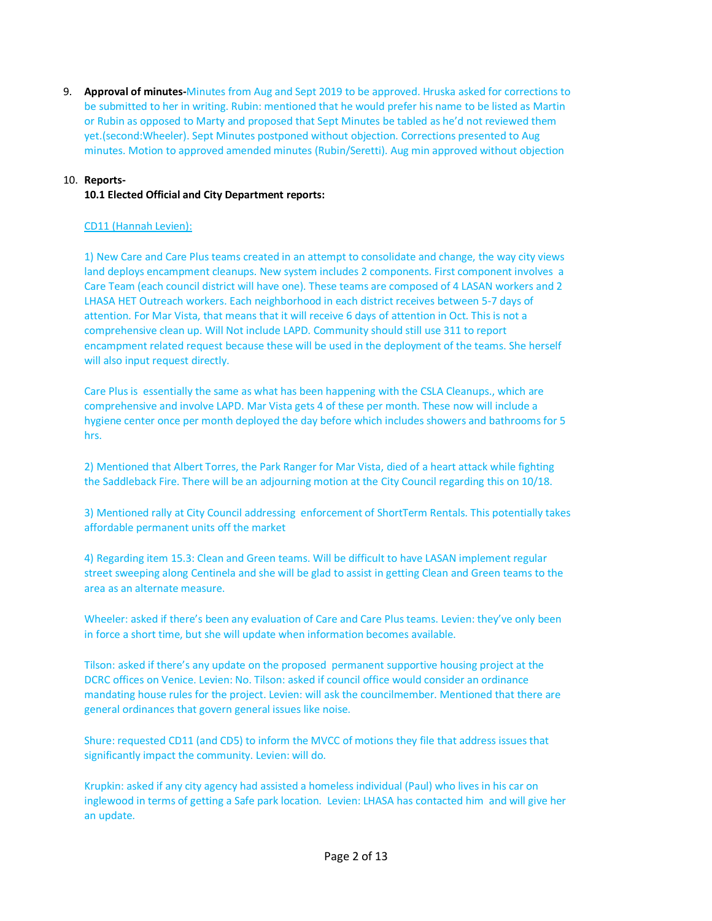9. **Approval of minutes-**Minutes from Aug and Sept 2019 to be approved. Hruska asked for corrections to be submitted to her in writing. Rubin: mentioned that he would prefer his name to be listed as Martin or Rubin as opposed to Marty and proposed that Sept Minutes be tabled as he'd not reviewed them yet.(second:Wheeler). Sept Minutes postponed without objection. Corrections presented to Aug minutes. Motion to approved amended minutes (Rubin/Seretti). Aug min approved without objection

10. **Reports-**

**10.1 Elected Official and City Department reports:**

CD11 (Hannah Levien):

1) New Care and Care Plus teams created in an attempt to consolidate and change, the way city views land deploys encampment cleanups. New system includes 2 components. First component involves a Care Team (each council district will have one). These teams are composed of 4 LASAN workers and 2 LHASA HET Outreach workers. Each neighborhood in each district receives between 5-7 days of attention. For Mar Vista, that means that it will receive 6 days of attention in Oct. This is not a comprehensive clean up. Will Not include LAPD. Community should still use 311 to report encampment related request because these will be used in the deployment of the teams. She herself will also input request directly.

Care Plus is essentially the same as what has been happening with the CSLA Cleanups., which are comprehensive and involve LAPD. Mar Vista gets 4 of these per month. These now will include a hygiene center once per month deployed the day before which includes showers and bathrooms for 5 hrs.

2) Mentioned that Albert Torres, the Park Ranger for Mar Vista, died of a heart attack while fighting the Saddleback Fire. There will be an adjourning motion at the City Council regarding this on 10/18.

3) Mentioned rally at City Council addressing enforcement of ShortTerm Rentals. This potentially takes affordable permanent units off the market

4) Regarding item 15.3: Clean and Green teams. Will be difficult to have LASAN implement regular street sweeping along Centinela and she will be glad to assist in getting Clean and Green teams to the area as an alternate measure.

Wheeler: asked if there's been any evaluation of Care and Care Plus teams. Levien: they've only been in force a short time, but she will update when information becomes available.

Tilson: asked if there's any update on the proposed permanent supportive housing project at the DCRC offices on Venice. Levien: No. Tilson: asked if council office would consider an ordinance mandating house rules for the project. Levien: will ask the councilmember. Mentioned that there are general ordinances that govern general issues like noise.

Shure: requested CD11 (and CD5) to inform the MVCC of motions they file that address issues that significantly impact the community. Levien: will do.

Krupkin: asked if any city agency had assisted a homeless individual (Paul) who lives in his car on inglewood in terms of getting a Safe park location. Levien: LHASA has contacted him and will give her an update.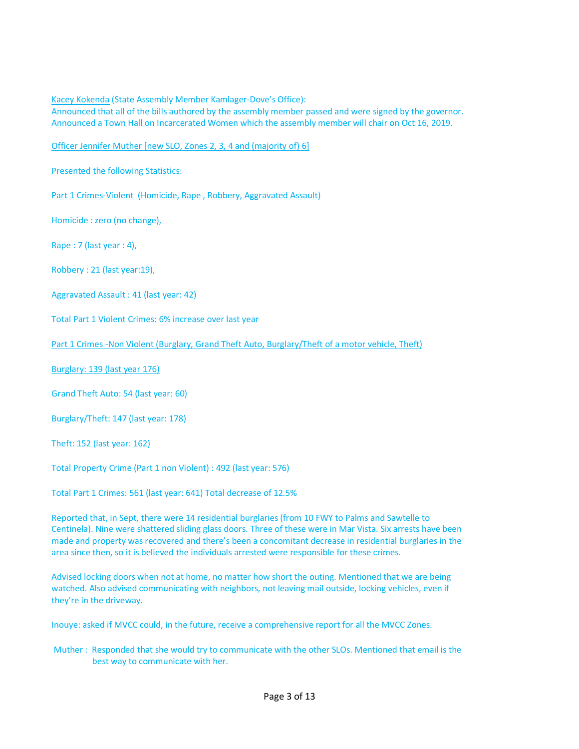<u>Kacey Kokenda</u> (State Assembly Member Kamlager-Dove's Office):
Announced that all of the bills authored by the assembly member passed and were signed by the governor. Announced a Town Hall on Incarcerated Women which the assembly member will chair on Oct 16, 2019.

<u>Officer Jennifer Muther [new SLO, Zones 2, 3, 4 and (majority of) 6]</u>

Presented the following Statistics:

<u>Part 1 Crimes-Violent (Homicide, Rape , Robbery, Aggravated Assault)</u>

Homicide : zero (no change),

Rape : 7 (last year : 4),

Robbery : 21 (last year:19),

Aggravated Assault : 41 (last year: 42)

Total Part 1 Violent Crimes: 6% increase over last year

<u>Part 1 Crimes -Non Violent (Burglary, Grand Theft Auto, Burglary/Theft of a motor vehicle, Theft)</u>

<u>Burglary: 139 (last year 176)</u>

Grand Theft Auto: 54 (last year: 60)

Burglary/Theft: 147 (last year: 178)

Theft: 152 (last year: 162)

Total Property Crime (Part 1 non Violent) : 492 (last year: 576)

Total Part 1 Crimes: 561 (last year: 641) Total decrease of 12.5%

Reported that, in Sept, there were 14 residential burglaries (from 10 FWY to Palms and Sawtelle to Centinela). Nine were shattered sliding glass doors. Three of these were in Mar Vista. Six arrests have been made and property was recovered and there's been a concomitant decrease in residential burglaries in the area since then, so it is believed the individuals arrested were responsible for these crimes.

Advised locking doors when not at home, no matter how short the outing. Mentioned that we are being watched. Also advised communicating with neighbors, not leaving mail outside, locking vehicles, even if they're in the driveway.

Inouye: asked if MVCC could, in the future, receive a comprehensive report for all the MVCC Zones.

Muther : Responded that she would try to communicate with the other SLOs. Mentioned that email is the best way to communicate with her.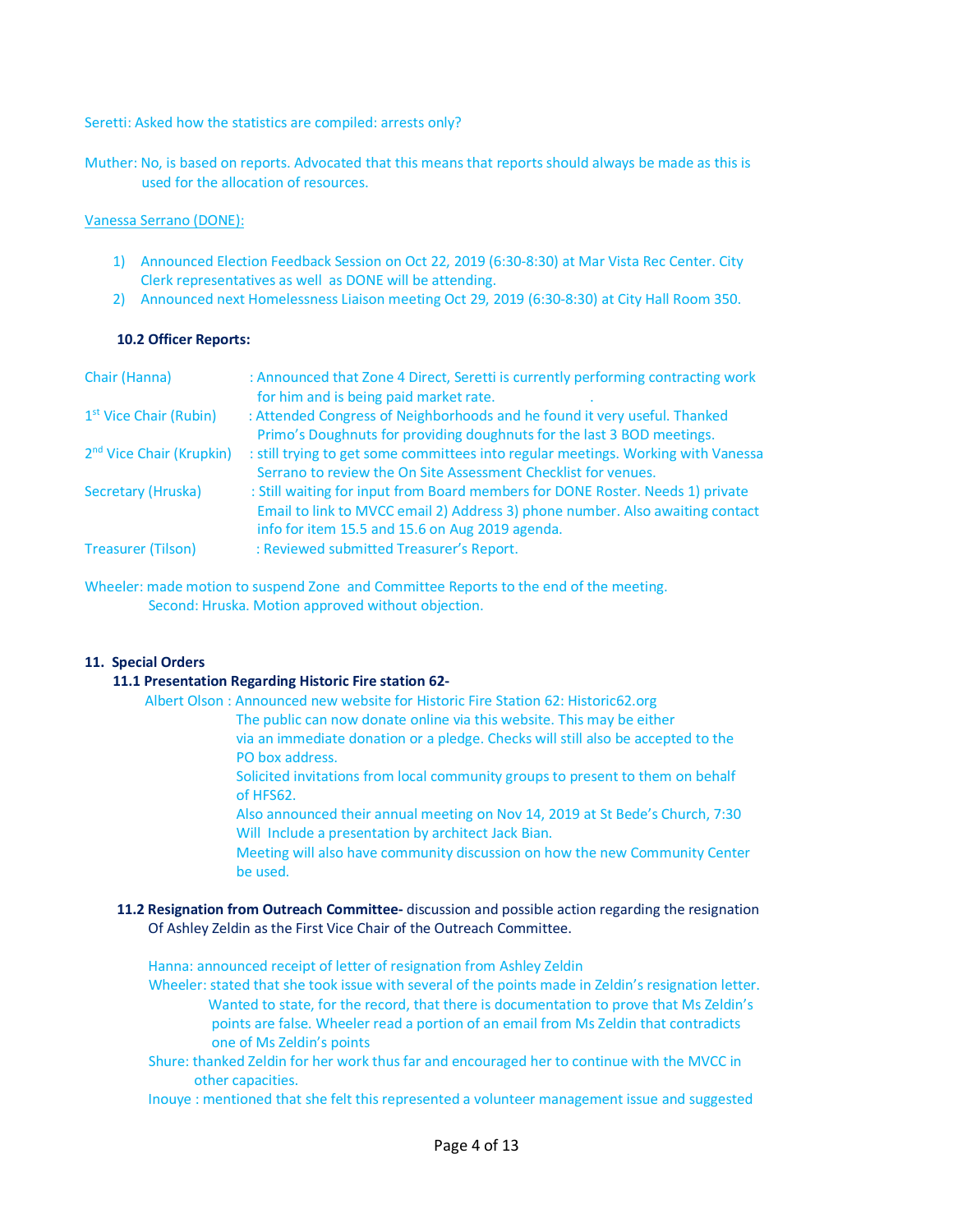Seretti: Asked how the statistics are compiled: arrests only?

Muther: No, is based on reports. Advocated that this means that reports should always be made as this is used for the allocation of resources.

Vanessa Serrano (DONE):

1) Announced Election Feedback Session on Oct 22, 2019 (6:30-8:30) at Mar Vista Rec Center. City Clerk representatives as well as DONE will be attending.
2) Announced next Homelessness Liaison meeting Oct 29, 2019 (6:30-8:30) at City Hall Room 350.

**10.2 Officer Reports:**

Chair (Hanna): Announced that Zone 4 Direct, Seretti is currently performing contracting work for him and is being paid market rate.

1st Vice Chair (Rubin): Attended Congress of Neighborhoods and he found it very useful. Thanked Primo's Doughnuts for providing doughnuts for the last 3 BOD meetings.

2nd Vice Chair (Krupkin): still trying to get some committees into regular meetings. Working with Vanessa Serrano to review the On Site Assessment Checklist for venues.

Secretary (Hruska): Still waiting for input from Board members for DONE Roster. Needs 1) private Email to link to MVCC email 2) Address 3) phone number. Also awaiting contact info for item 15.5 and 15.6 on Aug 2019 agenda.

Treasurer (Tilson): Reviewed submitted Treasurer's Report.

Wheeler: made motion to suspend Zone and Committee Reports to the end of the meeting. Second: Hruska. Motion approved without objection.

**11. Special Orders**

**11.1 Presentation Regarding Historic Fire station 62-**

Albert Olson : Announced new website for Historic Fire Station 62: Historic62.org
The public can now donate online via this website. This may be either via an immediate donation or a pledge. Checks will still also be accepted to the PO box address.
Solicited invitations from local community groups to present to them on behalf of HFS62.
Also announced their annual meeting on Nov 14, 2019 at St Bede's Church, 7:30 Will Include a presentation by architect Jack Bian.
Meeting will also have community discussion on how the new Community Center be used.

**11.2 Resignation from Outreach Committee-** discussion and possible action regarding the resignation Of Ashley Zeldin as the First Vice Chair of the Outreach Committee.

Hanna: announced receipt of letter of resignation from Ashley Zeldin

Wheeler: stated that she took issue with several of the points made in Zeldin's resignation letter. Wanted to state, for the record, that there is documentation to prove that Ms Zeldin's points are false. Wheeler read a portion of an email from Ms Zeldin that contradicts one of Ms Zeldin's points

Shure: thanked Zeldin for her work thus far and encouraged her to continue with the MVCC in other capacities.

Inouye : mentioned that she felt this represented a volunteer management issue and suggested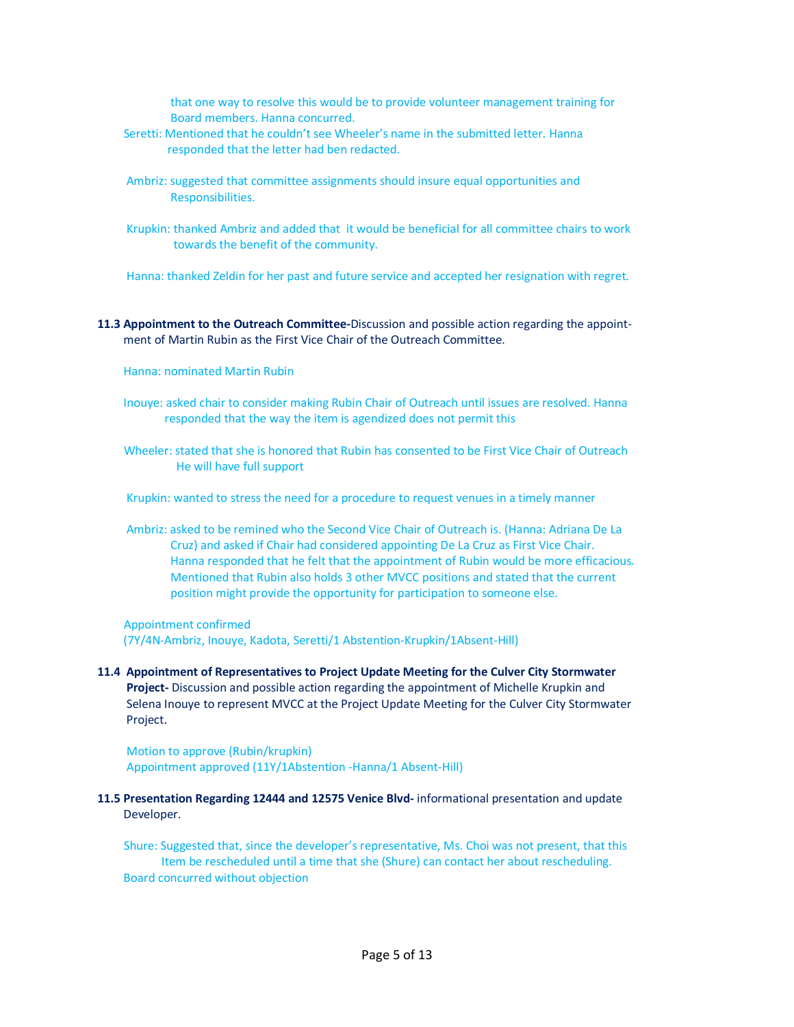that one way to resolve this would be to provide volunteer management training for Board members. Hanna concurred.

Seretti: Mentioned that he couldn't see Wheeler's name in the submitted letter. Hanna responded that the letter had ben redacted.

Ambriz: suggested that committee assignments should insure equal opportunities and Responsibilities.

Krupkin: thanked Ambriz and added that it would be beneficial for all committee chairs to work towards the benefit of the community.

Hanna: thanked Zeldin for her past and future service and accepted her resignation with regret.

**11.3 Appointment to the Outreach Committee-**Discussion and possible action regarding the appointment of Martin Rubin as the First Vice Chair of the Outreach Committee.

Hanna: nominated Martin Rubin

Inouye: asked chair to consider making Rubin Chair of Outreach until issues are resolved. Hanna responded that the way the item is agendized does not permit this

Wheeler: stated that she is honored that Rubin has consented to be First Vice Chair of Outreach He will have full support

Krupkin: wanted to stress the need for a procedure to request venues in a timely manner

Ambriz: asked to be remined who the Second Vice Chair of Outreach is. (Hanna: Adriana De La Cruz) and asked if Chair had considered appointing De La Cruz as First Vice Chair. Hanna responded that he felt that the appointment of Rubin would be more efficacious. Mentioned that Rubin also holds 3 other MVCC positions and stated that the current position might provide the opportunity for participation to someone else.

Appointment confirmed
(7Y/4N-Ambriz, Inouye, Kadota, Seretti/1 Abstention-Krupkin/1Absent-Hill)

**11.4 Appointment of Representatives to Project Update Meeting for the Culver City Stormwater Project-** Discussion and possible action regarding the appointment of Michelle Krupkin and Selena Inouye to represent MVCC at the Project Update Meeting for the Culver City Stormwater Project.

Motion to approve (Rubin/krupkin)
Appointment approved (11Y/1Abstention -Hanna/1 Absent-Hill)

**11.5 Presentation Regarding 12444 and 12575 Venice Blvd-** informational presentation and update Developer.

Shure: Suggested that, since the developer's representative, Ms. Choi was not present, that this Item be rescheduled until a time that she (Shure) can contact her about rescheduling.
Board concurred without objection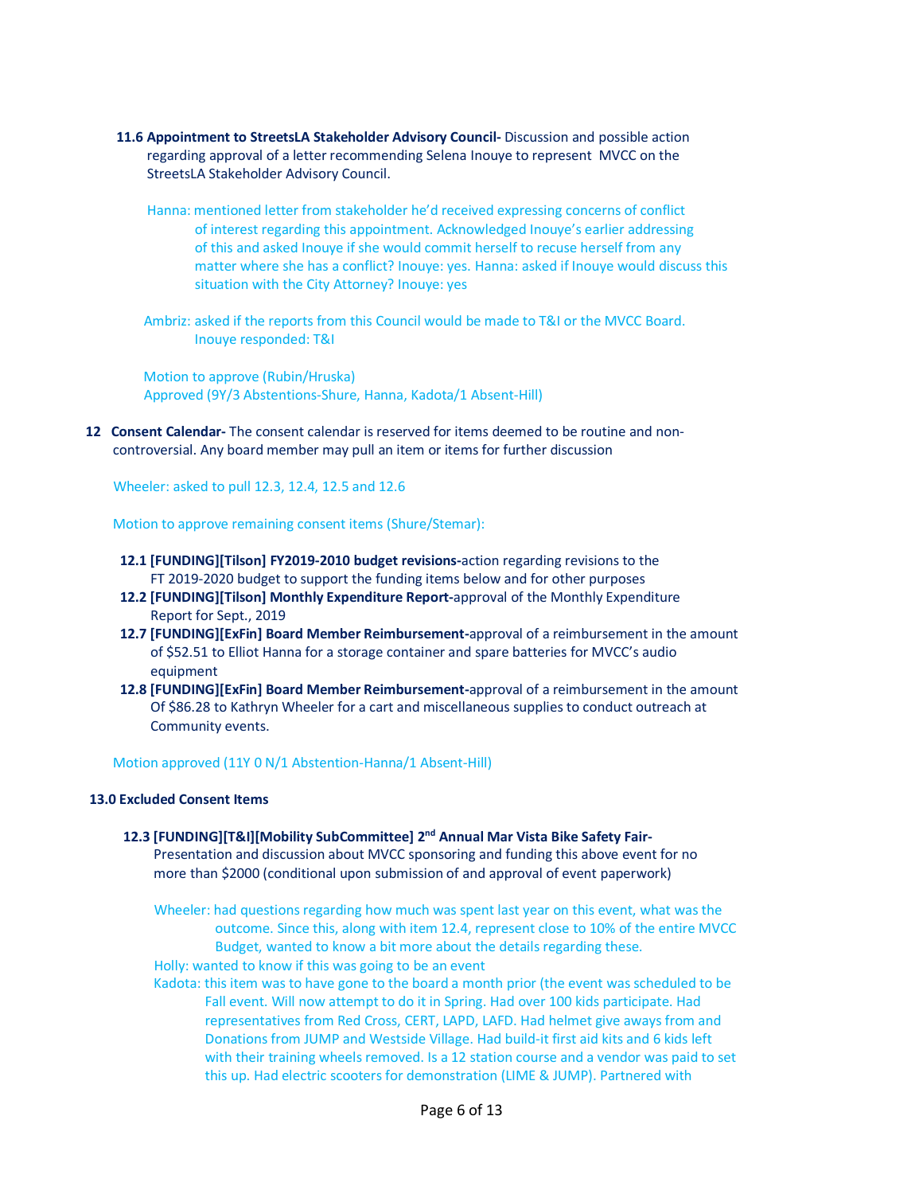**11.6 Appointment to StreetsLA Stakeholder Advisory Council-** Discussion and possible action regarding approval of a letter recommending Selena Inouye to represent MVCC on the StreetsLA Stakeholder Advisory Council.

Hanna: mentioned letter from stakeholder he'd received expressing concerns of conflict of interest regarding this appointment. Acknowledged Inouye's earlier addressing of this and asked Inouye if she would commit herself to recuse herself from any matter where she has a conflict? Inouye: yes. Hanna: asked if Inouye would discuss this situation with the City Attorney? Inouye: yes

Ambriz: asked if the reports from this Council would be made to T&I or the MVCC Board. Inouye responded: T&I

Motion to approve (Rubin/Hruska)
Approved (9Y/3 Abstentions-Shure, Hanna, Kadota/1 Absent-Hill)

**12 Consent Calendar-** The consent calendar is reserved for items deemed to be routine and non-controversial. Any board member may pull an item or items for further discussion

Wheeler: asked to pull 12.3, 12.4, 12.5 and 12.6

Motion to approve remaining consent items (Shure/Stemar):

**12.1 [FUNDING][Tilson] FY2019-2010 budget revisions-**action regarding revisions to the FT 2019-2020 budget to support the funding items below and for other purposes

**12.2 [FUNDING][Tilson] Monthly Expenditure Report-**approval of the Monthly Expenditure Report for Sept., 2019

**12.7 [FUNDING][ExFin] Board Member Reimbursement-**approval of a reimbursement in the amount of $52.51 to Elliot Hanna for a storage container and spare batteries for MVCC's audio equipment

**12.8 [FUNDING][ExFin] Board Member Reimbursement-**approval of a reimbursement in the amount Of $86.28 to Kathryn Wheeler for a cart and miscellaneous supplies to conduct outreach at Community events.

Motion approved (11Y 0 N/1 Abstention-Hanna/1 Absent-Hill)

**13.0 Excluded Consent Items**

**12.3 [FUNDING][T&I][Mobility SubCommittee] 2nd Annual Mar Vista Bike Safety Fair-** Presentation and discussion about MVCC sponsoring and funding this above event for no more than $2000 (conditional upon submission of and approval of event paperwork)

Wheeler: had questions regarding how much was spent last year on this event, what was the outcome. Since this, along with item 12.4, represent close to 10% of the entire MVCC Budget, wanted to know a bit more about the details regarding these.

Holly: wanted to know if this was going to be an event

Kadota: this item was to have gone to the board a month prior (the event was scheduled to be Fall event. Will now attempt to do it in Spring. Had over 100 kids participate. Had representatives from Red Cross, CERT, LAPD, LAFD. Had helmet give aways from and Donations from JUMP and Westside Village. Had build-it first aid kits and 6 kids left with their training wheels removed. Is a 12 station course and a vendor was paid to set this up. Had electric scooters for demonstration (LIME & JUMP). Partnered with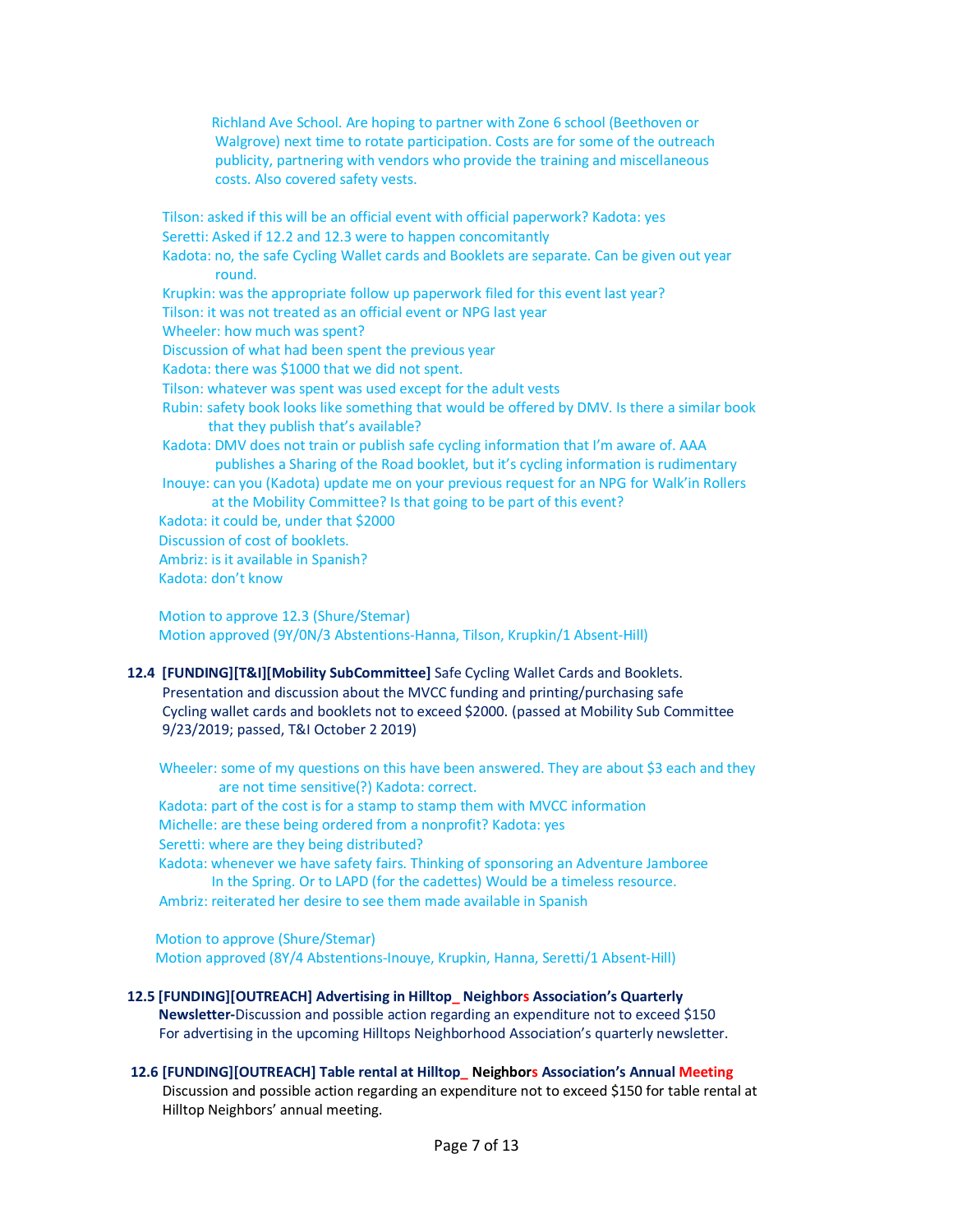Richland Ave School. Are hoping to partner with Zone 6 school (Beethoven or Walgrove) next time to rotate participation. Costs are for some of the outreach publicity, partnering with vendors who provide the training and miscellaneous costs. Also covered safety vests.

Tilson: asked if this will be an official event with official paperwork? Kadota: yes
Seretti: Asked if 12.2 and 12.3 were to happen concomitantly
Kadota: no, the safe Cycling Wallet cards and Booklets are separate. Can be given out year round.
Krupkin: was the appropriate follow up paperwork filed for this event last year?
Tilson: it was not treated as an official event or NPG last year
Wheeler: how much was spent?
Discussion of what had been spent the previous year
Kadota: there was $1000 that we did not spent.
Tilson: whatever was spent was used except for the adult vests
Rubin: safety book looks like something that would be offered by DMV. Is there a similar book that they publish that's available?
Kadota: DMV does not train or publish safe cycling information that I'm aware of. AAA publishes a Sharing of the Road booklet, but it's cycling information is rudimentary
Inouye: can you (Kadota) update me on your previous request for an NPG for Walk'in Rollers at the Mobility Committee? Is that going to be part of this event?
Kadota: it could be, under that $2000
Discussion of cost of booklets.
Ambriz: is it available in Spanish?
Kadota: don't know

Motion to approve 12.3 (Shure/Stemar)
Motion approved (9Y/0N/3 Abstentions-Hanna, Tilson, Krupkin/1 Absent-Hill)

**12.4 [FUNDING][T&I][Mobility SubCommittee]** Safe Cycling Wallet Cards and Booklets. Presentation and discussion about the MVCC funding and printing/purchasing safe Cycling wallet cards and booklets not to exceed $2000. (passed at Mobility Sub Committee 9/23/2019; passed, T&I October 2 2019)

Wheeler: some of my questions on this have been answered. They are about $3 each and they are not time sensitive(?) Kadota: correct.
Kadota: part of the cost is for a stamp to stamp them with MVCC information
Michelle: are these being ordered from a nonprofit? Kadota: yes
Seretti: where are they being distributed?
Kadota: whenever we have safety fairs. Thinking of sponsoring an Adventure Jamboree In the Spring. Or to LAPD (for the cadettes) Would be a timeless resource.
Ambriz: reiterated her desire to see them made available in Spanish

Motion to approve (Shure/Stemar)
Motion approved (8Y/4 Abstentions-Inouye, Krupkin, Hanna, Seretti/1 Absent-Hill)

**12.5 [FUNDING][OUTREACH] Advertising in Hilltop_ Neighbors Association's Quarterly Newsletter-**Discussion and possible action regarding an expenditure not to exceed $150 For advertising in the upcoming Hilltops Neighborhood Association's quarterly newsletter.

**12.6 [FUNDING][OUTREACH] Table rental at Hilltop_ Neighbors Association's Annual Meeting**
Discussion and possible action regarding an expenditure not to exceed $150 for table rental at Hilltop Neighbors' annual meeting.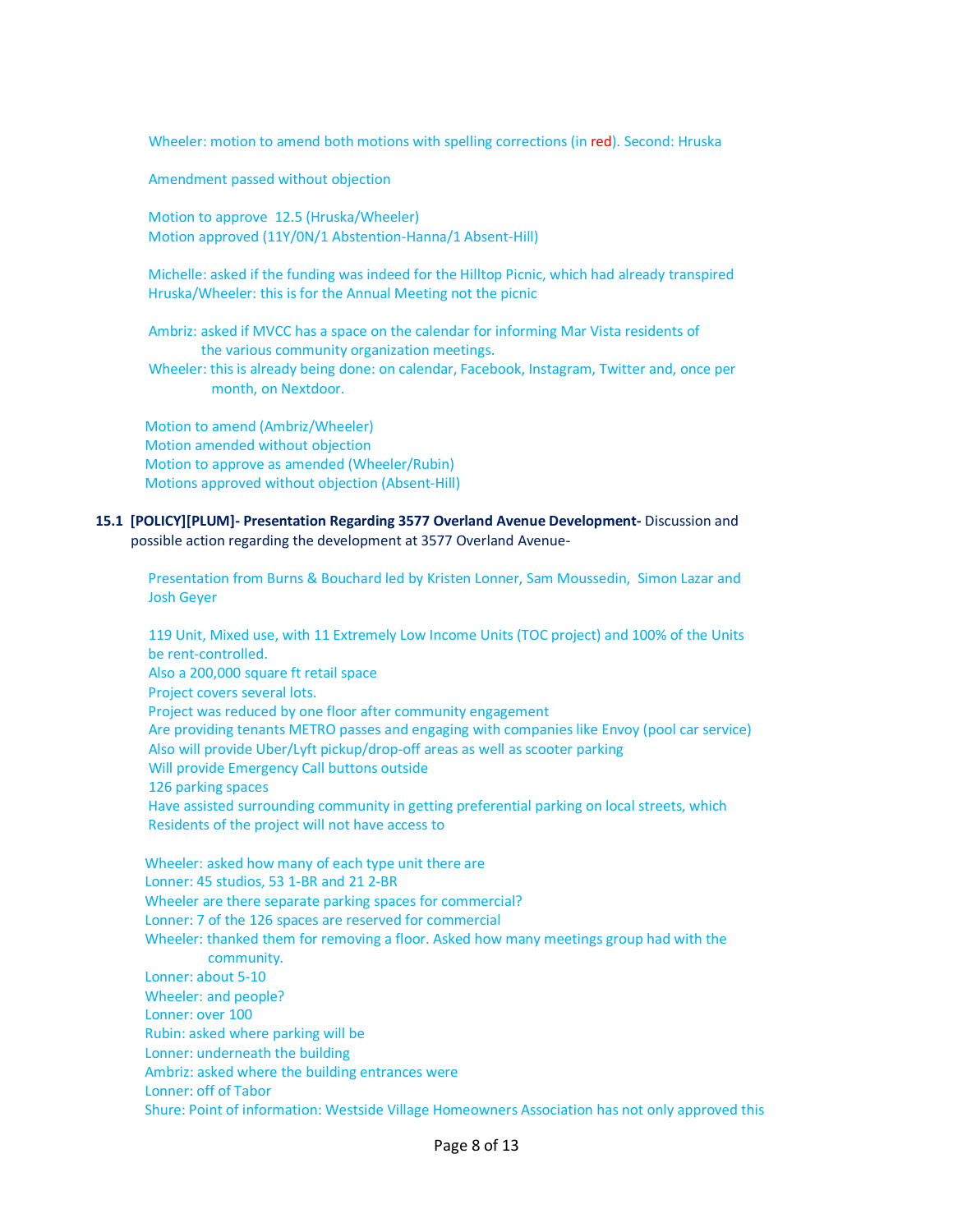Wheeler: motion to amend both motions with spelling corrections (in red). Second: Hruska

Amendment passed without objection

Motion to approve 12.5 (Hruska/Wheeler)
Motion approved (11Y/0N/1 Abstention-Hanna/1 Absent-Hill)

Michelle: asked if the funding was indeed for the Hilltop Picnic, which had already transpired
Hruska/Wheeler: this is for the Annual Meeting not the picnic

Ambriz: asked if MVCC has a space on the calendar for informing Mar Vista residents of the various community organization meetings.
Wheeler: this is already being done: on calendar, Facebook, Instagram, Twitter and, once per month, on Nextdoor.

Motion to amend (Ambriz/Wheeler)
Motion amended without objection
Motion to approve as amended (Wheeler/Rubin)
Motions approved without objection (Absent-Hill)

**15.1 [POLICY][PLUM]- Presentation Regarding 3577 Overland Avenue Development-** Discussion and possible action regarding the development at 3577 Overland Avenue-

Presentation from Burns & Bouchard led by Kristen Lonner, Sam Moussedin, Simon Lazar and Josh Geyer

119 Unit, Mixed use, with 11 Extremely Low Income Units (TOC project) and 100% of the Units be rent-controlled.
Also a 200,000 square ft retail space
Project covers several lots.
Project was reduced by one floor after community engagement
Are providing tenants METRO passes and engaging with companies like Envoy (pool car service)
Also will provide Uber/Lyft pickup/drop-off areas as well as scooter parking
Will provide Emergency Call buttons outside
126 parking spaces
Have assisted surrounding community in getting preferential parking on local streets, which Residents of the project will not have access to

Wheeler: asked how many of each type unit there are
Lonner: 45 studios, 53 1-BR and 21 2-BR
Wheeler are there separate parking spaces for commercial?
Lonner: 7 of the 126 spaces are reserved for commercial
Wheeler: thanked them for removing a floor. Asked how many meetings group had with the community.
Lonner: about 5-10
Wheeler: and people?
Lonner: over 100
Rubin: asked where parking will be
Lonner: underneath the building
Ambriz: asked where the building entrances were
Lonner: off of Tabor
Shure: Point of information: Westside Village Homeowners Association has not only approved this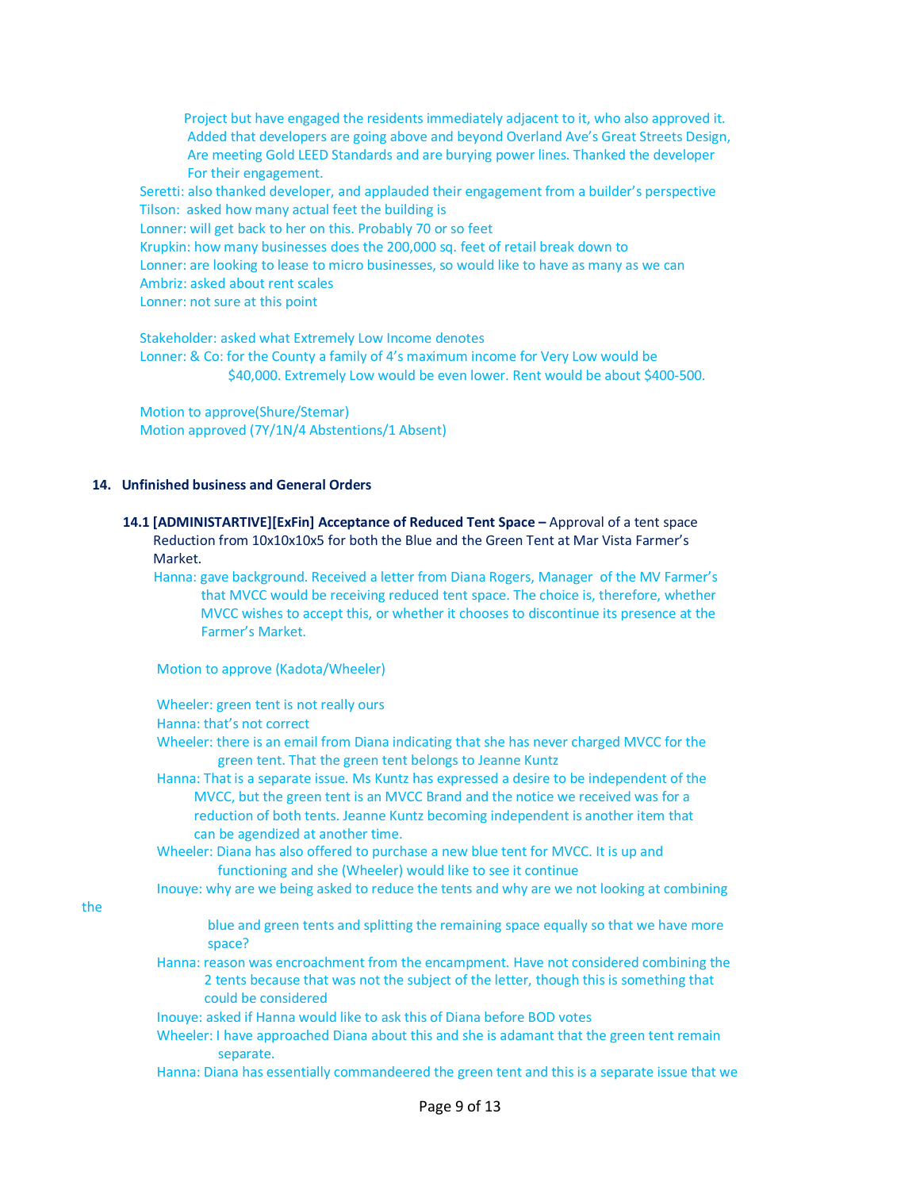Project but have engaged the residents immediately adjacent to it, who also approved it. Added that developers are going above and beyond Overland Ave's Great Streets Design, Are meeting Gold LEED Standards and are burying power lines. Thanked the developer For their engagement.

Seretti: also thanked developer, and applauded their engagement from a builder's perspective
Tilson: asked how many actual feet the building is
Lonner: will get back to her on this. Probably 70 or so feet
Krupkin: how many businesses does the 200,000 sq. feet of retail break down to
Lonner: are looking to lease to micro businesses, so would like to have as many as we can
Ambriz: asked about rent scales
Lonner: not sure at this point

Stakeholder: asked what Extremely Low Income denotes
Lonner: & Co: for the County a family of 4's maximum income for Very Low would be $40,000. Extremely Low would be even lower. Rent would be about $400-500.

Motion to approve(Shure/Stemar)
Motion approved (7Y/1N/4 Abstentions/1 Absent)

## 14. Unfinished business and General Orders

**14.1 [ADMINISTARTIVE][ExFin] Acceptance of Reduced Tent Space –** Approval of a tent space Reduction from 10x10x10x5 for both the Blue and the Green Tent at Mar Vista Farmer's Market.

Hanna: gave background. Received a letter from Diana Rogers, Manager of the MV Farmer's that MVCC would be receiving reduced tent space. The choice is, therefore, whether MVCC wishes to accept this, or whether it chooses to discontinue its presence at the Farmer's Market.

Motion to approve (Kadota/Wheeler)

Wheeler: green tent is not really ours
Hanna: that's not correct
Wheeler: there is an email from Diana indicating that she has never charged MVCC for the green tent. That the green tent belongs to Jeanne Kuntz
Hanna: That is a separate issue. Ms Kuntz has expressed a desire to be independent of the MVCC, but the green tent is an MVCC Brand and the notice we received was for a reduction of both tents. Jeanne Kuntz becoming independent is another item that can be agendized at another time.
Wheeler: Diana has also offered to purchase a new blue tent for MVCC. It is up and functioning and she (Wheeler) would like to see it continue
Inouye: why are we being asked to reduce the tents and why are we not looking at combining the blue and green tents and splitting the remaining space equally so that we have more space?
Hanna: reason was encroachment from the encampment. Have not considered combining the 2 tents because that was not the subject of the letter, though this is something that could be considered
Inouye: asked if Hanna would like to ask this of Diana before BOD votes
Wheeler: I have approached Diana about this and she is adamant that the green tent remain separate.
Hanna: Diana has essentially commandeered the green tent and this is a separate issue that we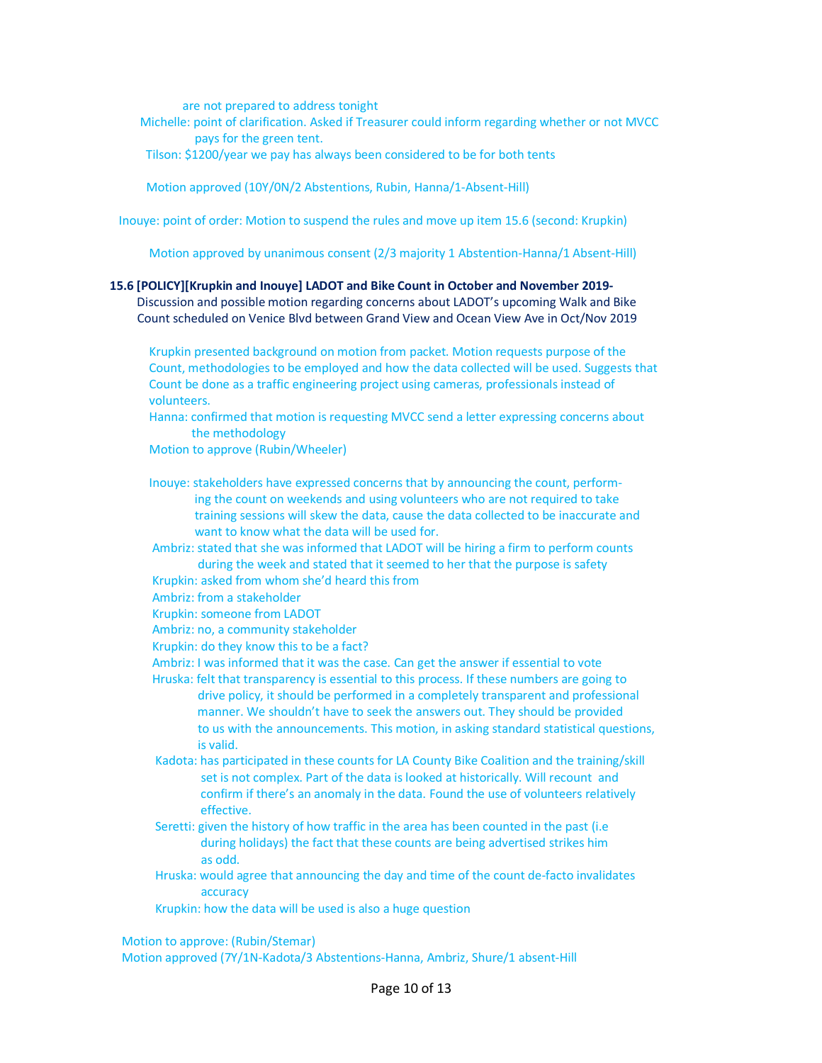are not prepared to address tonight

Michelle: point of clarification. Asked if Treasurer could inform regarding whether or not MVCC pays for the green tent.

Tilson: $1200/year we pay has always been considered to be for both tents

Motion approved (10Y/0N/2 Abstentions, Rubin, Hanna/1-Absent-Hill)

Inouye: point of order: Motion to suspend the rules and move up item 15.6 (second: Krupkin)

Motion approved by unanimous consent (2/3 majority 1 Abstention-Hanna/1 Absent-Hill)

**15.6 [POLICY][Krupkin and Inouye] LADOT and Bike Count in October and November 2019-**
Discussion and possible motion regarding concerns about LADOT's upcoming Walk and Bike Count scheduled on Venice Blvd between Grand View and Ocean View Ave in Oct/Nov 2019

Krupkin presented background on motion from packet. Motion requests purpose of the Count, methodologies to be employed and how the data collected will be used. Suggests that Count be done as a traffic engineering project using cameras, professionals instead of volunteers.

Hanna: confirmed that motion is requesting MVCC send a letter expressing concerns about the methodology

Motion to approve (Rubin/Wheeler)

Inouye: stakeholders have expressed concerns that by announcing the count, performing the count on weekends and using volunteers who are not required to take training sessions will skew the data, cause the data collected to be inaccurate and want to know what the data will be used for.

Ambriz: stated that she was informed that LADOT will be hiring a firm to perform counts during the week and stated that it seemed to her that the purpose is safety

Krupkin: asked from whom she'd heard this from

Ambriz: from a stakeholder

Krupkin: someone from LADOT

Ambriz: no, a community stakeholder

Krupkin: do they know this to be a fact?

Ambriz: I was informed that it was the case. Can get the answer if essential to vote

Hruska: felt that transparency is essential to this process. If these numbers are going to drive policy, it should be performed in a completely transparent and professional manner. We shouldn't have to seek the answers out. They should be provided to us with the announcements. This motion, in asking standard statistical questions, is valid.

Kadota: has participated in these counts for LA County Bike Coalition and the training/skill set is not complex. Part of the data is looked at historically. Will recount and confirm if there's an anomaly in the data. Found the use of volunteers relatively effective.

Seretti: given the history of how traffic in the area has been counted in the past (i.e during holidays) the fact that these counts are being advertised strikes him as odd.

Hruska: would agree that announcing the day and time of the count de-facto invalidates accuracy

Krupkin: how the data will be used is also a huge question

Motion to approve: (Rubin/Stemar)

Motion approved (7Y/1N-Kadota/3 Abstentions-Hanna, Ambriz, Shure/1 absent-Hill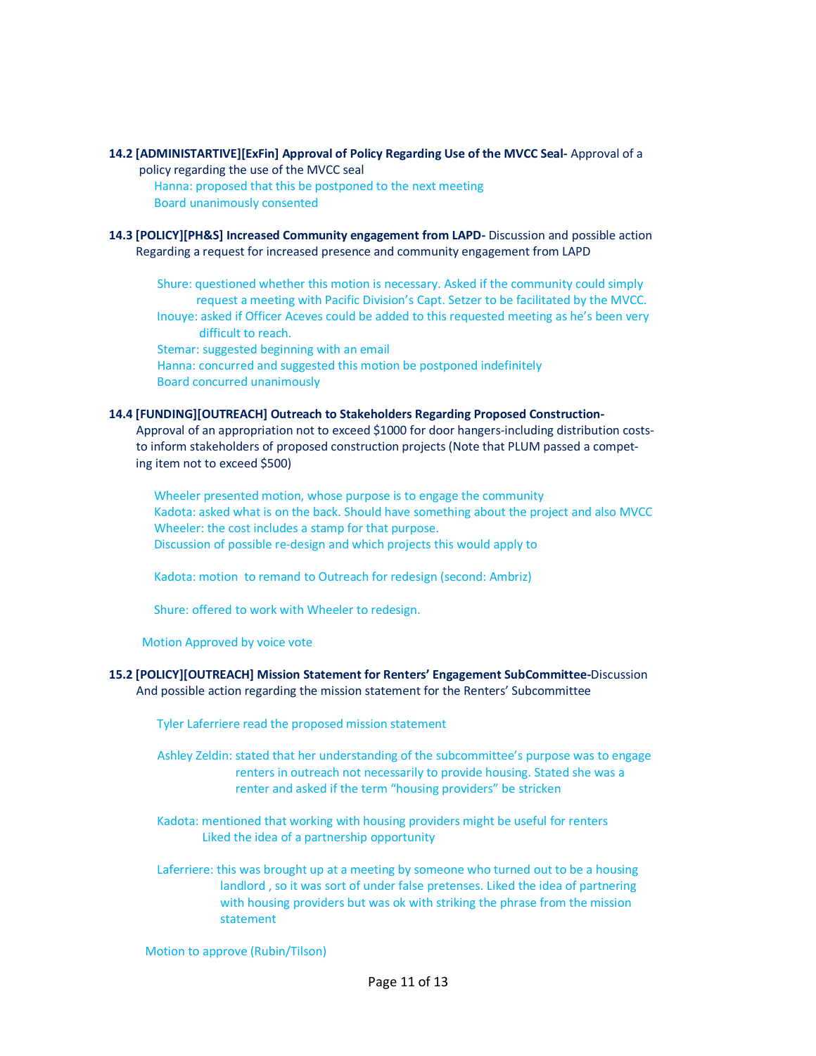**14.2 [ADMINISTARTIVE][ExFin] Approval of Policy Regarding Use of the MVCC Seal-** Approval of a policy regarding the use of the MVCC seal

Hanna: proposed that this be postponed to the next meeting
Board unanimously consented

**14.3 [POLICY][PH&S] Increased Community engagement from LAPD-** Discussion and possible action Regarding a request for increased presence and community engagement from LAPD

Shure: questioned whether this motion is necessary. Asked if the community could simply request a meeting with Pacific Division's Capt. Setzer to be facilitated by the MVCC.
Inouye: asked if Officer Aceves could be added to this requested meeting as he's been very difficult to reach.
Stemar: suggested beginning with an email
Hanna: concurred and suggested this motion be postponed indefinitely
Board concurred unanimously

**14.4 [FUNDING][OUTREACH] Outreach to Stakeholders Regarding Proposed Construction-** Approval of an appropriation not to exceed $1000 for door hangers-including distribution costs-to inform stakeholders of proposed construction projects (Note that PLUM passed a competing item not to exceed $500)

Wheeler presented motion, whose purpose is to engage the community
Kadota: asked what is on the back. Should have something about the project and also MVCC
Wheeler: the cost includes a stamp for that purpose.
Discussion of possible re-design and which projects this would apply to

Kadota: motion to remand to Outreach for redesign (second: Ambriz)

Shure: offered to work with Wheeler to redesign.

Motion Approved by voice vote

**15.2 [POLICY][OUTREACH] Mission Statement for Renters' Engagement SubCommittee-**Discussion And possible action regarding the mission statement for the Renters' Subcommittee

Tyler Laferriere read the proposed mission statement

Ashley Zeldin: stated that her understanding of the subcommittee's purpose was to engage renters in outreach not necessarily to provide housing. Stated she was a renter and asked if the term "housing providers" be stricken

Kadota: mentioned that working with housing providers might be useful for renters
Liked the idea of a partnership opportunity

Laferriere: this was brought up at a meeting by someone who turned out to be a housing landlord , so it was sort of under false pretenses. Liked the idea of partnering with housing providers but was ok with striking the phrase from the mission statement

Motion to approve (Rubin/Tilson)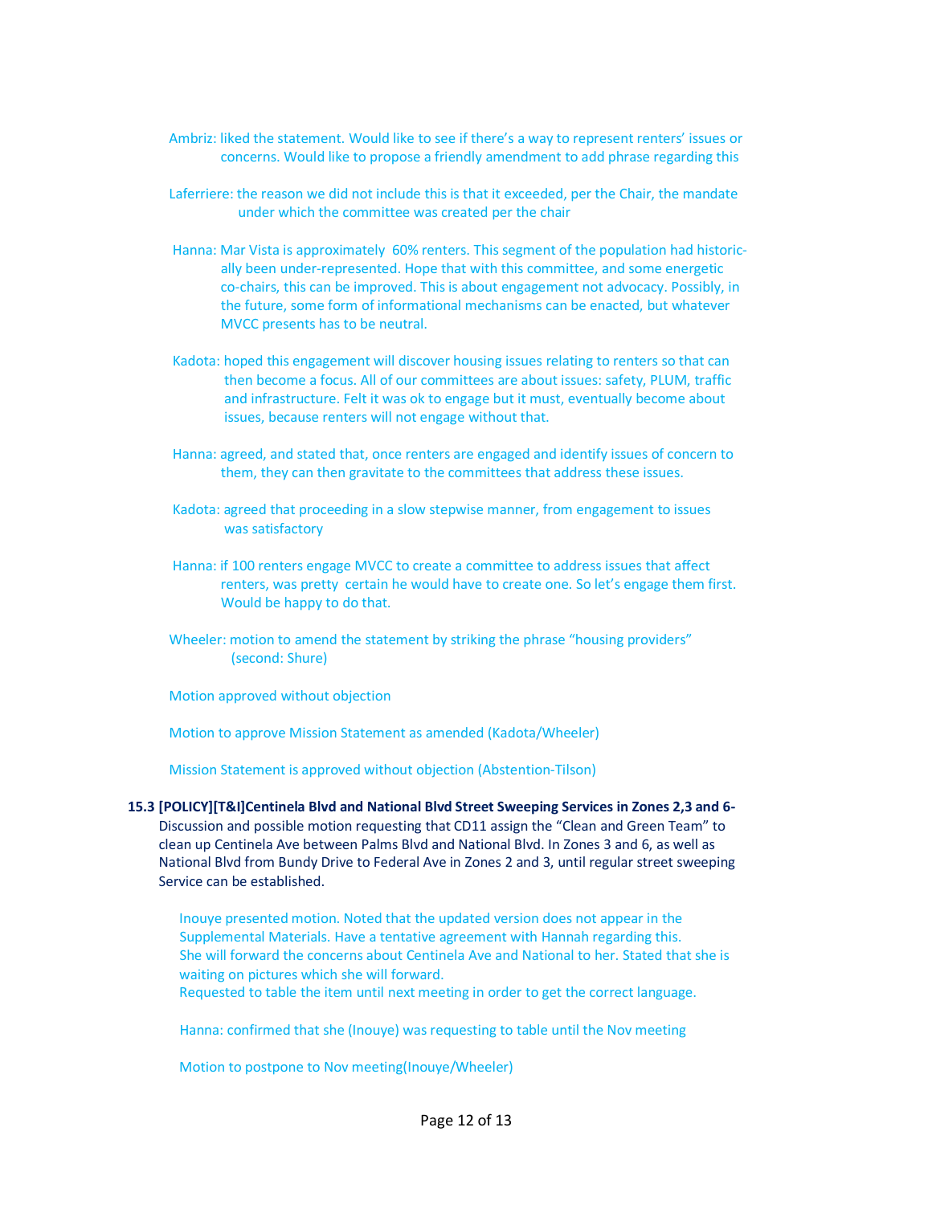Ambriz: liked the statement. Would like to see if there's a way to represent renters' issues or concerns. Would like to propose a friendly amendment to add phrase regarding this

Laferriere: the reason we did not include this is that it exceeded, per the Chair, the mandate under which the committee was created per the chair

Hanna: Mar Vista is approximately 60% renters. This segment of the population had historically been under-represented. Hope that with this committee, and some energetic co-chairs, this can be improved. This is about engagement not advocacy. Possibly, in the future, some form of informational mechanisms can be enacted, but whatever MVCC presents has to be neutral.

Kadota: hoped this engagement will discover housing issues relating to renters so that can then become a focus. All of our committees are about issues: safety, PLUM, traffic and infrastructure. Felt it was ok to engage but it must, eventually become about issues, because renters will not engage without that.

Hanna: agreed, and stated that, once renters are engaged and identify issues of concern to them, they can then gravitate to the committees that address these issues.

Kadota: agreed that proceeding in a slow stepwise manner, from engagement to issues was satisfactory

Hanna: if 100 renters engage MVCC to create a committee to address issues that affect renters, was pretty certain he would have to create one. So let's engage them first. Would be happy to do that.

Wheeler: motion to amend the statement by striking the phrase "housing providers" (second: Shure)

Motion approved without objection

Motion to approve Mission Statement as amended (Kadota/Wheeler)

Mission Statement is approved without objection (Abstention-Tilson)

**15.3 [POLICY][T&I]Centinela Blvd and National Blvd Street Sweeping Services in Zones 2,3 and 6-** Discussion and possible motion requesting that CD11 assign the "Clean and Green Team" to clean up Centinela Ave between Palms Blvd and National Blvd. In Zones 3 and 6, as well as National Blvd from Bundy Drive to Federal Ave in Zones 2 and 3, until regular street sweeping Service can be established.

Inouye presented motion. Noted that the updated version does not appear in the Supplemental Materials. Have a tentative agreement with Hannah regarding this. She will forward the concerns about Centinela Ave and National to her. Stated that she is waiting on pictures which she will forward.
Requested to table the item until next meeting in order to get the correct language.

Hanna: confirmed that she (Inouye) was requesting to table until the Nov meeting

Motion to postpone to Nov meeting(Inouye/Wheeler)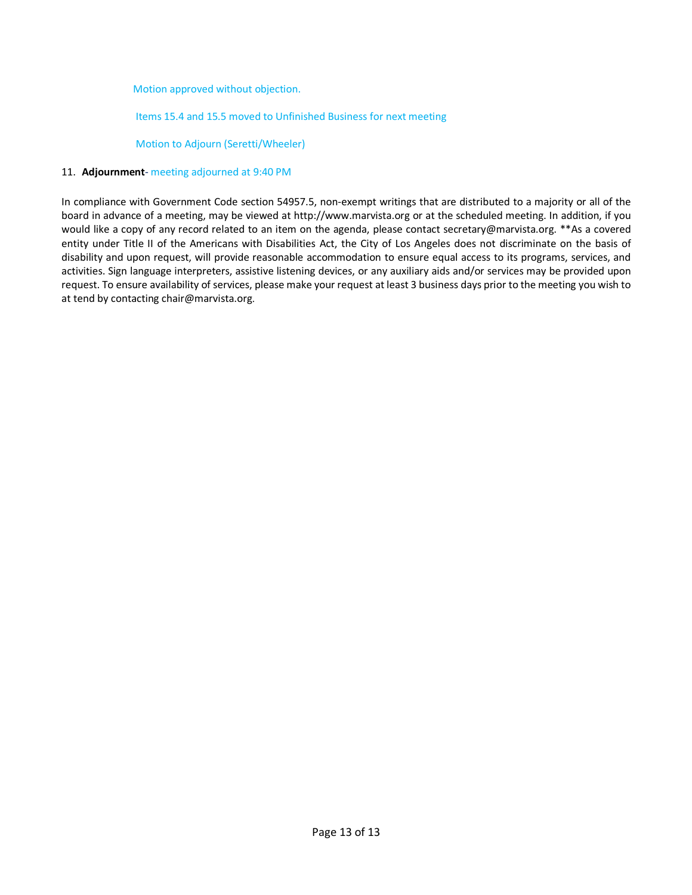Motion approved without objection.

Items 15.4 and 15.5 moved to Unfinished Business for next meeting

Motion to Adjourn (Seretti/Wheeler)

11. **Adjournment**- meeting adjourned at 9:40 PM

In compliance with Government Code section 54957.5, non-exempt writings that are distributed to a majority or all of the board in advance of a meeting, may be viewed at http://www.marvista.org or at the scheduled meeting. In addition, if you would like a copy of any record related to an item on the agenda, please contact secretary@marvista.org. **As a covered entity under Title II of the Americans with Disabilities Act, the City of Los Angeles does not discriminate on the basis of disability and upon request, will provide reasonable accommodation to ensure equal access to its programs, services, and activities. Sign language interpreters, assistive listening devices, or any auxiliary aids and/or services may be provided upon request. To ensure availability of services, please make your request at least 3 business days prior to the meeting you wish to at tend by contacting chair@marvista.org.